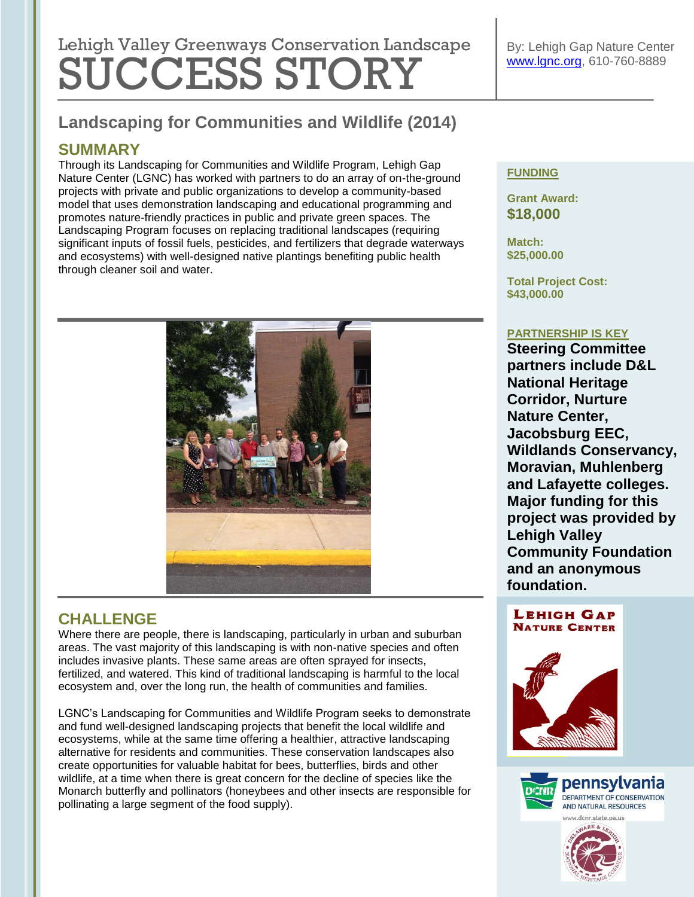Lehigh Valley Greenways Conservation Landscape

# SUCCESS STORY

By: Lehigh Gap Nature Center
www.lgnc.org, 610-760-8889

## Landscaping for Communities and Wildlife (2014)

### SUMMARY

Through its Landscaping for Communities and Wildlife Program, Lehigh Gap Nature Center (LGNC) has worked with partners to do an array of on-the-ground projects with private and public organizations to develop a community-based model that uses demonstration landscaping and educational programming and promotes nature-friendly practices in public and private green spaces. The Landscaping Program focuses on replacing traditional landscapes (requiring significant inputs of fossil fuels, pesticides, and fertilizers that degrade waterways and ecosystems) with well-designed native plantings benefiting public health through cleaner soil and water.

### CHALLENGE

Where there are people, there is landscaping, particularly in urban and suburban areas. The vast majority of this landscaping is with non-native species and often includes invasive plants. These same areas are often sprayed for insects, fertilized, and watered. This kind of traditional landscaping is harmful to the local ecosystem and, over the long run, the health of communities and families.

LGNC's Landscaping for Communities and Wildlife Program seeks to demonstrate and fund well-designed landscaping projects that benefit the local wildlife and ecosystems, while at the same time offering a healthier, attractive landscaping alternative for residents and communities. These conservation landscapes also create opportunities for valuable habitat for bees, butterflies, birds and other wildlife, at a time when there is great concern for the decline of species like the Monarch butterfly and pollinators (honeybees and other insects are responsible for pollinating a large segment of the food supply).

### FUNDING

**Grant Award:**
**$18,000**

**Match:**
**$25,000.00**

**Total Project Cost:**
**$43,000.00**

### PARTNERSHIP IS KEY

**Steering Committee partners include D&L National Heritage Corridor, Nurture Nature Center, Jacobsburg EEC, Wildlands Conservancy, Moravian, Muhlenberg and Lafayette colleges. Major funding for this project was provided by Lehigh Valley Community Foundation and an anonymous foundation.**

LEHIGH GAP NATURE CENTER

pennsylvania DEPARTMENT OF CONSERVATION AND NATURAL RESOURCES
www.dcnr.state.pa.us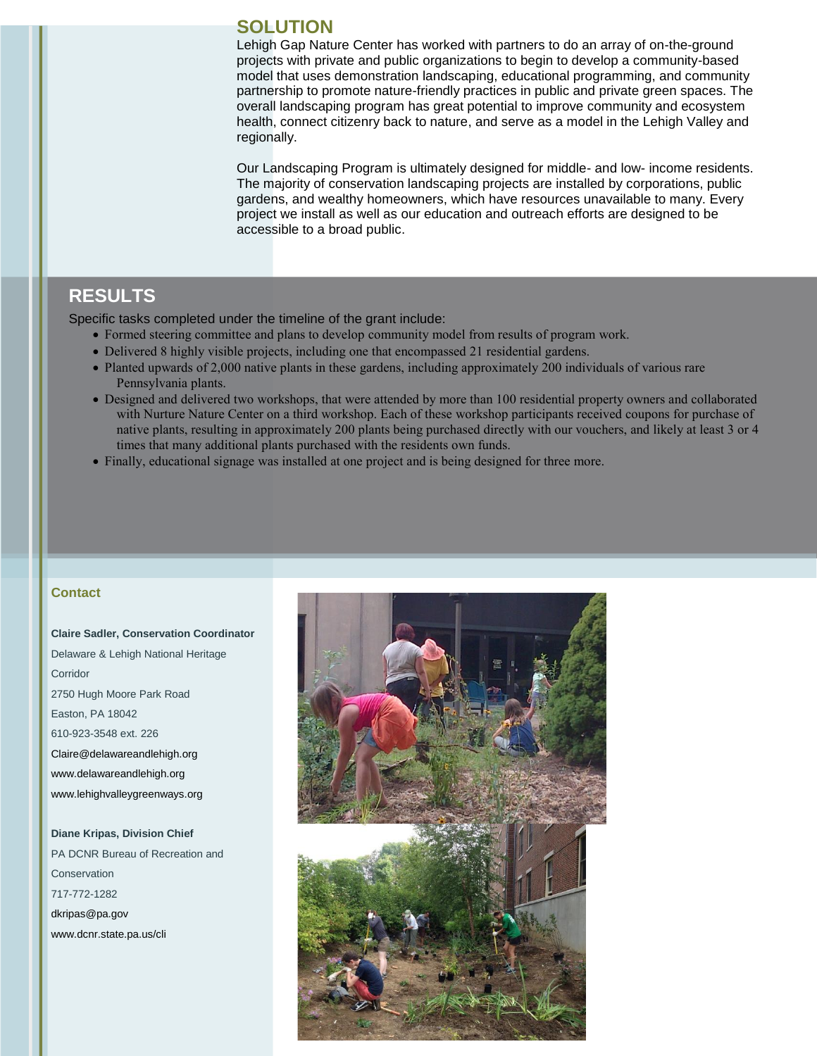## SOLUTION

Lehigh Gap Nature Center has worked with partners to do an array of on-the-ground projects with private and public organizations to begin to develop a community-based model that uses demonstration landscaping, educational programming, and community partnership to promote nature-friendly practices in public and private green spaces. The overall landscaping program has great potential to improve community and ecosystem health, connect citizenry back to nature, and serve as a model in the Lehigh Valley and regionally.

Our Landscaping Program is ultimately designed for middle- and low- income residents. The majority of conservation landscaping projects are installed by corporations, public gardens, and wealthy homeowners, which have resources unavailable to many. Every project we install as well as our education and outreach efforts are designed to be accessible to a broad public.

## RESULTS

Specific tasks completed under the timeline of the grant include:

- Formed steering committee and plans to develop community model from results of program work.
- Delivered 8 highly visible projects, including one that encompassed 21 residential gardens.
- Planted upwards of 2,000 native plants in these gardens, including approximately 200 individuals of various rare Pennsylvania plants.
- Designed and delivered two workshops, that were attended by more than 100 residential property owners and collaborated with Nurture Nature Center on a third workshop. Each of these workshop participants received coupons for purchase of native plants, resulting in approximately 200 plants being purchased directly with our vouchers, and likely at least 3 or 4 times that many additional plants purchased with the residents own funds.
- Finally, educational signage was installed at one project and is being designed for three more.

### Contact

**Claire Sadler, Conservation Coordinator**
Delaware & Lehigh National Heritage Corridor
2750 Hugh Moore Park Road
Easton, PA 18042
610-923-3548 ext. 226
Claire@delawareandlehigh.org
www.delawareandlehigh.org
www.lehighvalleygreenways.org

**Diane Kripas, Division Chief**
PA DCNR Bureau of Recreation and Conservation
717-772-1282
dkripas@pa.gov
www.dcnr.state.pa.us/cli